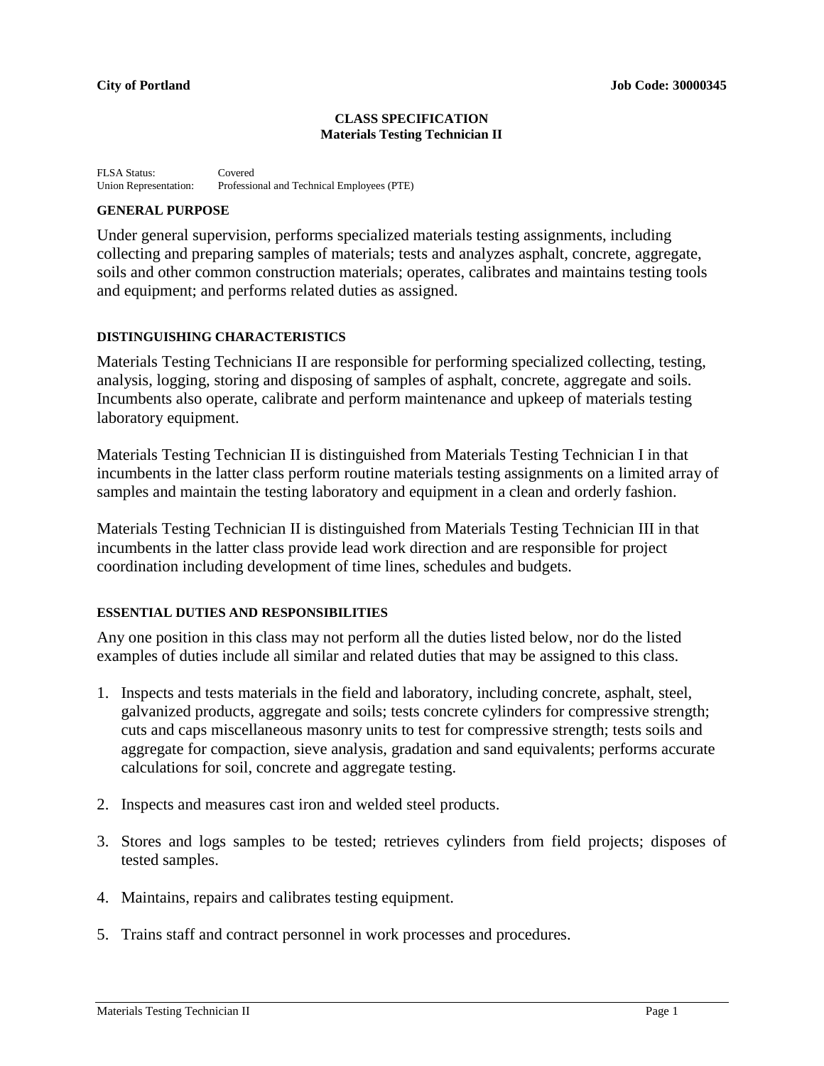**City of Portland** **Job Code: 30000345**

# CLASS SPECIFICATION
## Materials Testing Technician II

FLSA Status: Covered
Union Representation: Professional and Technical Employees (PTE)

### GENERAL PURPOSE

Under general supervision, performs specialized materials testing assignments, including collecting and preparing samples of materials; tests and analyzes asphalt, concrete, aggregate, soils and other common construction materials; operates, calibrates and maintains testing tools and equipment; and performs related duties as assigned.

### DISTINGUISHING CHARACTERISTICS

Materials Testing Technicians II are responsible for performing specialized collecting, testing, analysis, logging, storing and disposing of samples of asphalt, concrete, aggregate and soils. Incumbents also operate, calibrate and perform maintenance and upkeep of materials testing laboratory equipment.

Materials Testing Technician II is distinguished from Materials Testing Technician I in that incumbents in the latter class perform routine materials testing assignments on a limited array of samples and maintain the testing laboratory and equipment in a clean and orderly fashion.

Materials Testing Technician II is distinguished from Materials Testing Technician III in that incumbents in the latter class provide lead work direction and are responsible for project coordination including development of time lines, schedules and budgets.

### ESSENTIAL DUTIES AND RESPONSIBILITIES

Any one position in this class may not perform all the duties listed below, nor do the listed examples of duties include all similar and related duties that may be assigned to this class.

1. Inspects and tests materials in the field and laboratory, including concrete, asphalt, steel, galvanized products, aggregate and soils; tests concrete cylinders for compressive strength; cuts and caps miscellaneous masonry units to test for compressive strength; tests soils and aggregate for compaction, sieve analysis, gradation and sand equivalents; performs accurate calculations for soil, concrete and aggregate testing.

2. Inspects and measures cast iron and welded steel products.

3. Stores and logs samples to be tested; retrieves cylinders from field projects; disposes of tested samples.

4. Maintains, repairs and calibrates testing equipment.

5. Trains staff and contract personnel in work processes and procedures.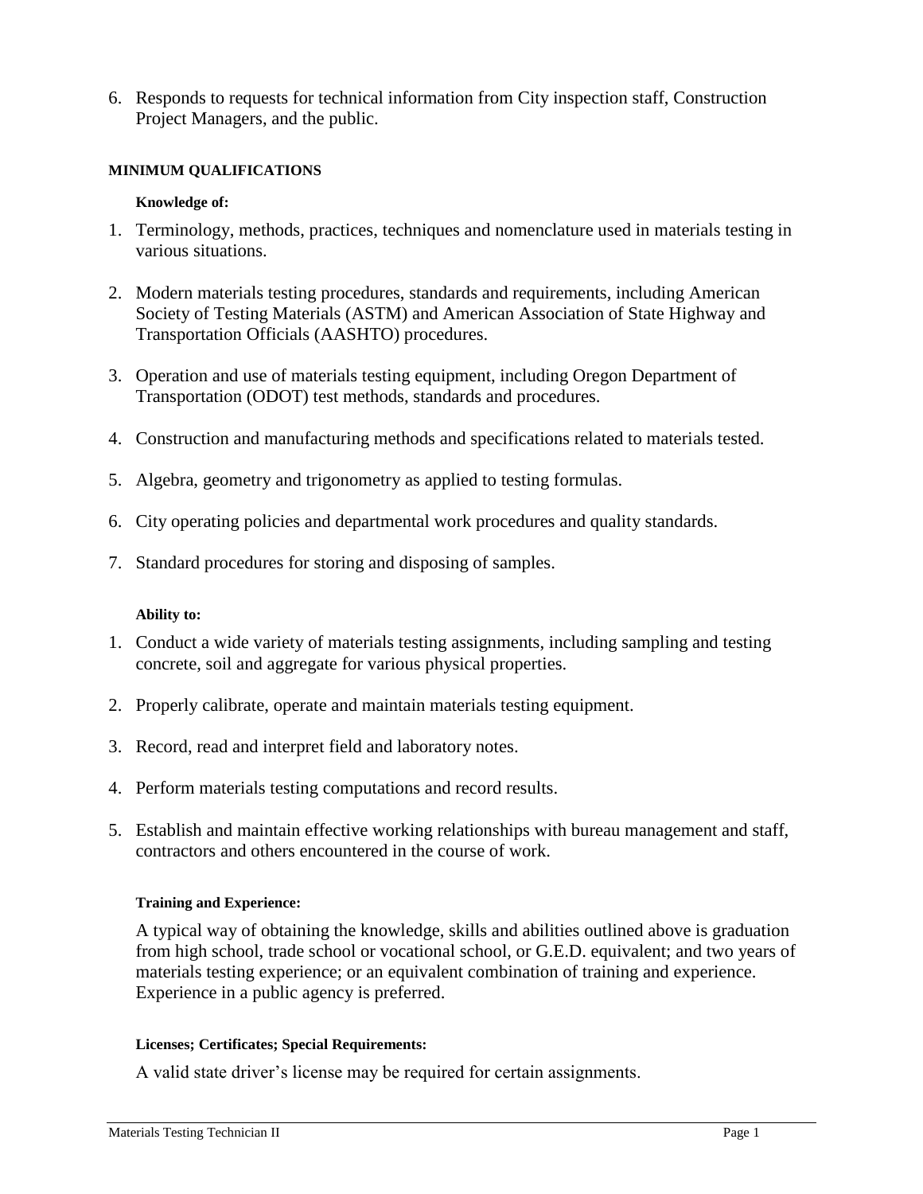6. Responds to requests for technical information from City inspection staff, Construction Project Managers, and the public.

#### MINIMUM QUALIFICATIONS

**Knowledge of:**

1. Terminology, methods, practices, techniques and nomenclature used in materials testing in various situations.

2. Modern materials testing procedures, standards and requirements, including American Society of Testing Materials (ASTM) and American Association of State Highway and Transportation Officials (AASHTO) procedures.

3. Operation and use of materials testing equipment, including Oregon Department of Transportation (ODOT) test methods, standards and procedures.

4. Construction and manufacturing methods and specifications related to materials tested.

5. Algebra, geometry and trigonometry as applied to testing formulas.

6. City operating policies and departmental work procedures and quality standards.

7. Standard procedures for storing and disposing of samples.

**Ability to:**

1. Conduct a wide variety of materials testing assignments, including sampling and testing concrete, soil and aggregate for various physical properties.

2. Properly calibrate, operate and maintain materials testing equipment.

3. Record, read and interpret field and laboratory notes.

4. Perform materials testing computations and record results.

5. Establish and maintain effective working relationships with bureau management and staff, contractors and others encountered in the course of work.

**Training and Experience:**

A typical way of obtaining the knowledge, skills and abilities outlined above is graduation from high school, trade school or vocational school, or G.E.D. equivalent; and two years of materials testing experience; or an equivalent combination of training and experience. Experience in a public agency is preferred.

**Licenses; Certificates; Special Requirements:**

A valid state driver's license may be required for certain assignments.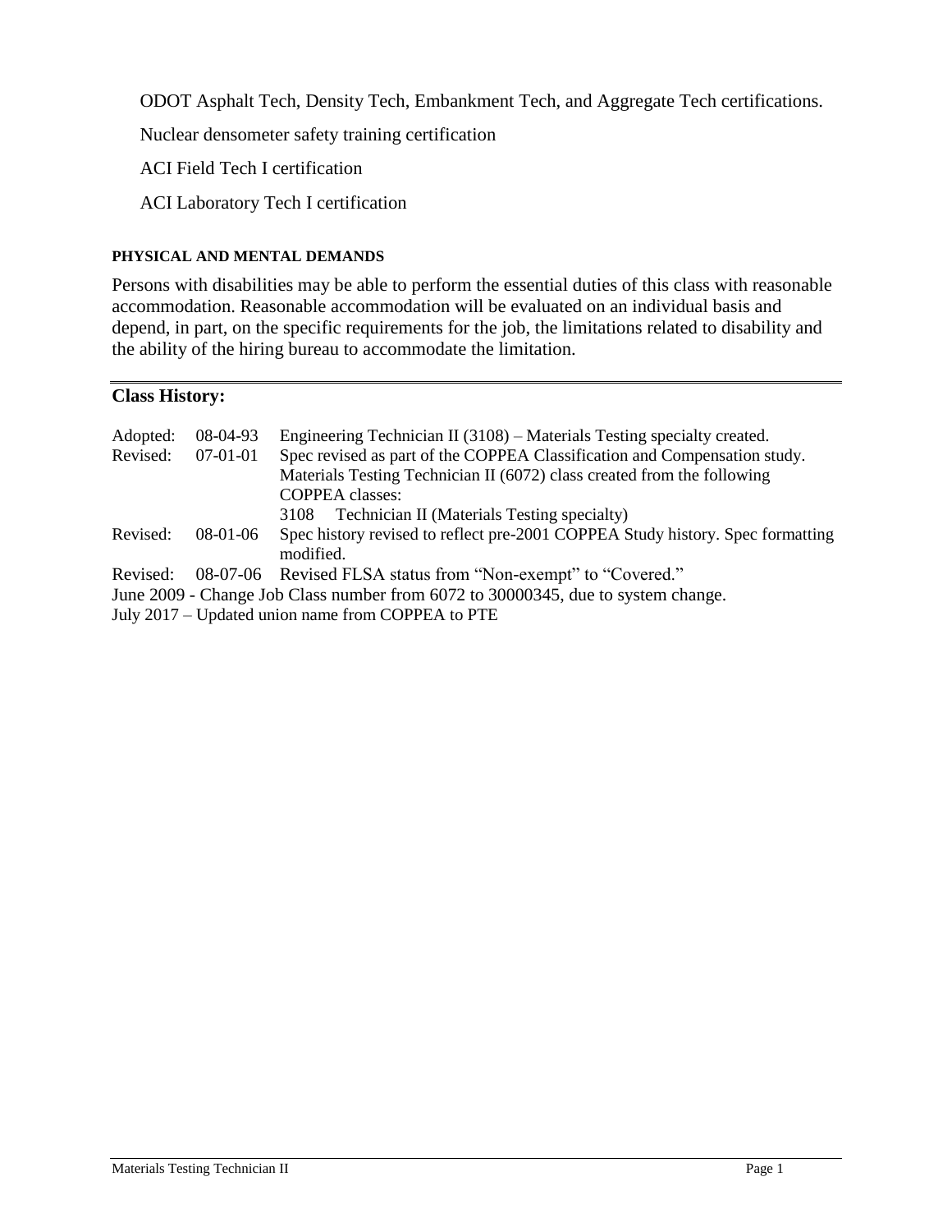ODOT Asphalt Tech, Density Tech, Embankment Tech, and Aggregate Tech certifications.

Nuclear densometer safety training certification

ACI Field Tech I certification

ACI Laboratory Tech I certification

#### PHYSICAL AND MENTAL DEMANDS

Persons with disabilities may be able to perform the essential duties of this class with reasonable accommodation. Reasonable accommodation will be evaluated on an individual basis and depend, in part, on the specific requirements for the job, the limitations related to disability and the ability of the hiring bureau to accommodate the limitation.

---

### Class History:

| | | |
|---|---|---|
| Adopted: | 08-04-93 | Engineering Technician II (3108) – Materials Testing specialty created. |
| Revised: | 07-01-01 | Spec revised as part of the COPPEA Classification and Compensation study. Materials Testing Technician II (6072) class created from the following COPPEA classes: 3108 Technician II (Materials Testing specialty) |
| Revised: | 08-01-06 | Spec history revised to reflect pre-2001 COPPEA Study history. Spec formatting modified. |
| Revised: | 08-07-06 | Revised FLSA status from "Non-exempt" to "Covered." |

June 2009 - Change Job Class number from 6072 to 30000345, due to system change.

July 2017 – Updated union name from COPPEA to PTE